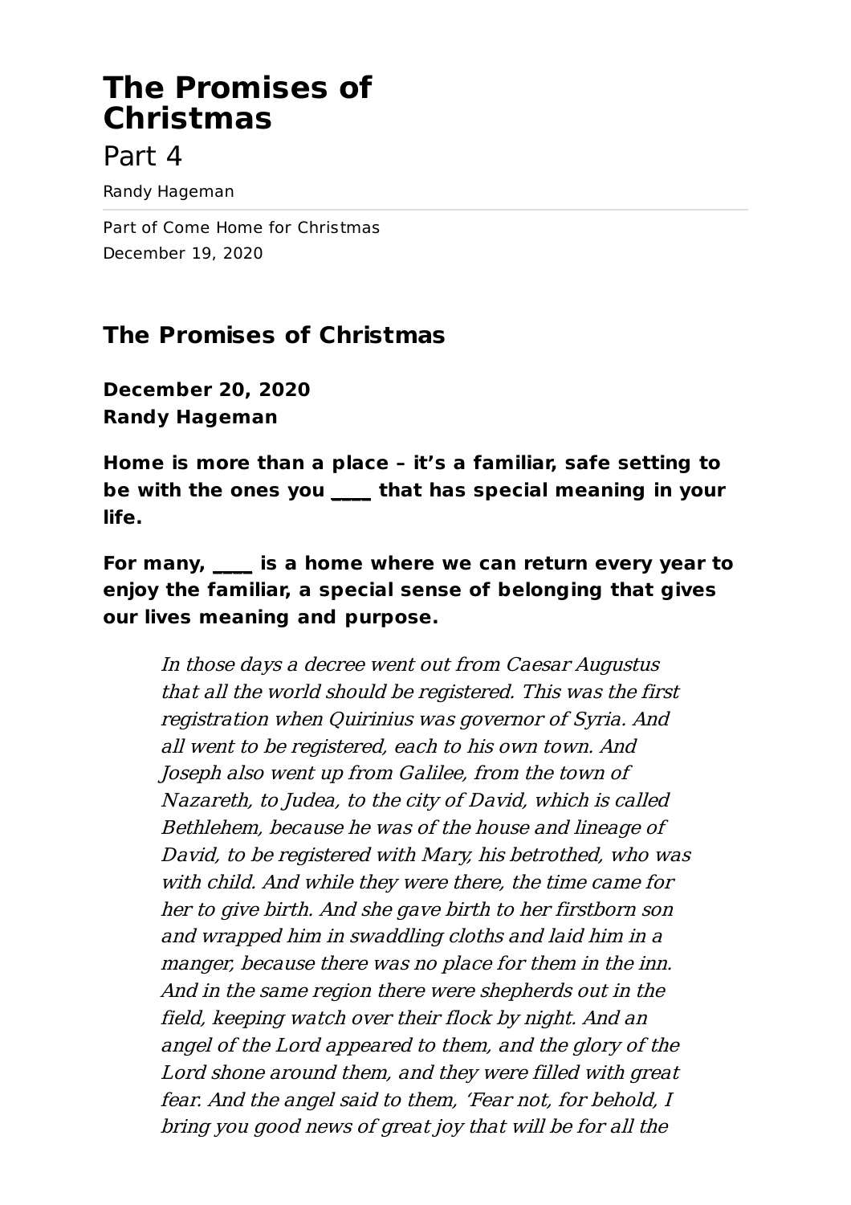# The Promises of Christmas

Part 4

Randy Hageman

Part of Come Home for Christmas
December 19, 2020

## The Promises of Christmas

**December 20, 2020**
**Randy Hageman**

**Home is more than a place – it's a familiar, safe setting to be with the ones you ____ that has special meaning in your life.**

**For many, ____ is a home where we can return every year to enjoy the familiar, a special sense of belonging that gives our lives meaning and purpose.**

> *In those days a decree went out from Caesar Augustus that all the world should be registered. This was the first registration when Quirinius was governor of Syria. And all went to be registered, each to his own town. And Joseph also went up from Galilee, from the town of Nazareth, to Judea, to the city of David, which is called Bethlehem, because he was of the house and lineage of David, to be registered with Mary, his betrothed, who was with child. And while they were there, the time came for her to give birth. And she gave birth to her firstborn son and wrapped him in swaddling cloths and laid him in a manger, because there was no place for them in the inn. And in the same region there were shepherds out in the field, keeping watch over their flock by night. And an angel of the Lord appeared to them, and the glory of the Lord shone around them, and they were filled with great fear. And the angel said to them, 'Fear not, for behold, I bring you good news of great joy that will be for all the*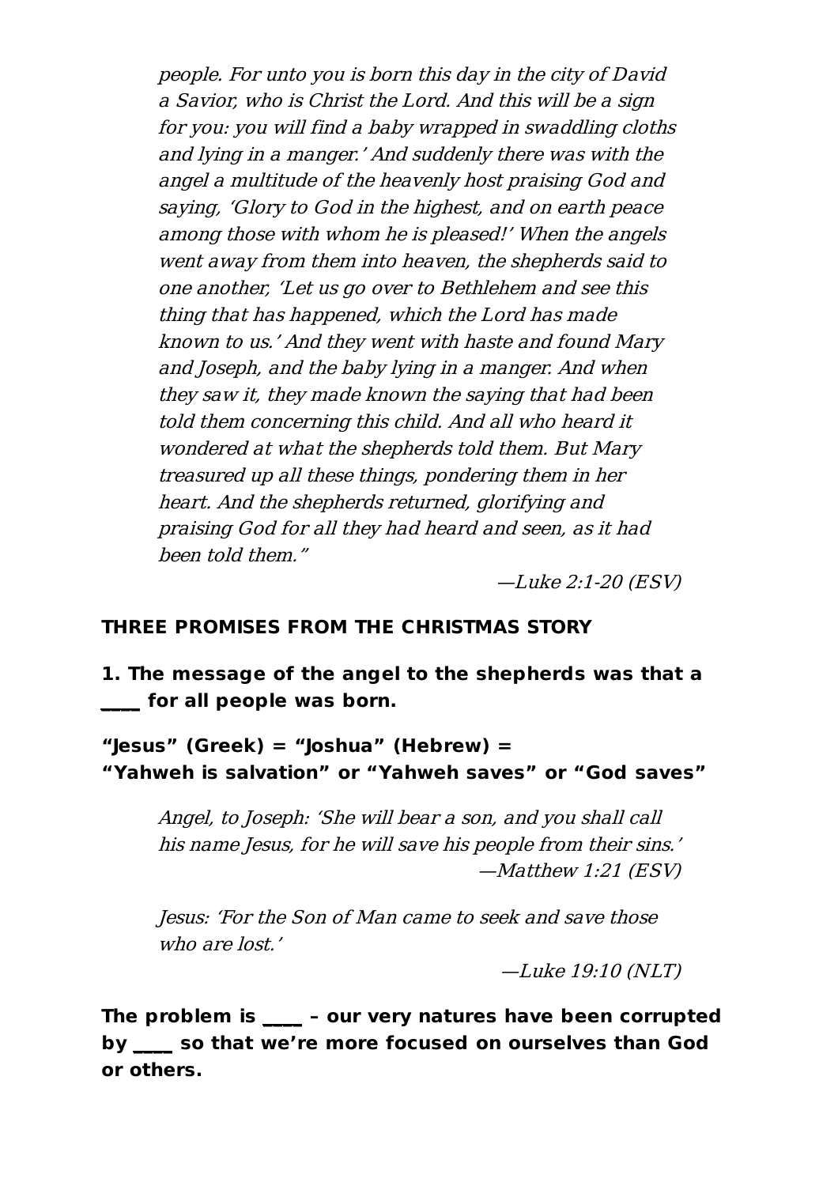*people. For unto you is born this day in the city of David a Savior, who is Christ the Lord. And this will be a sign for you: you will find a baby wrapped in swaddling cloths and lying in a manger.' And suddenly there was with the angel a multitude of the heavenly host praising God and saying, 'Glory to God in the highest, and on earth peace among those with whom he is pleased!' When the angels went away from them into heaven, the shepherds said to one another, 'Let us go over to Bethlehem and see this thing that has happened, which the Lord has made known to us.' And they went with haste and found Mary and Joseph, and the baby lying in a manger. And when they saw it, they made known the saying that had been told them concerning this child. And all who heard it wondered at what the shepherds told them. But Mary treasured up all these things, pondering them in her heart. And the shepherds returned, glorifying and praising God for all they had heard and seen, as it had been told them."*

*—Luke 2:1-20 (ESV)*

**THREE PROMISES FROM THE CHRISTMAS STORY**

**1. The message of the angel to the shepherds was that a ____ for all people was born.**

**"Jesus" (Greek) = "Joshua" (Hebrew) =**
**"Yahweh is salvation" or "Yahweh saves" or "God saves"**

*Angel, to Joseph: 'She will bear a son, and you shall call his name Jesus, for he will save his people from their sins.'*
*—Matthew 1:21 (ESV)*

*Jesus: 'For the Son of Man came to seek and save those who are lost.'*
*—Luke 19:10 (NLT)*

**The problem is ____ – our very natures have been corrupted by ____ so that we're more focused on ourselves than God or others.**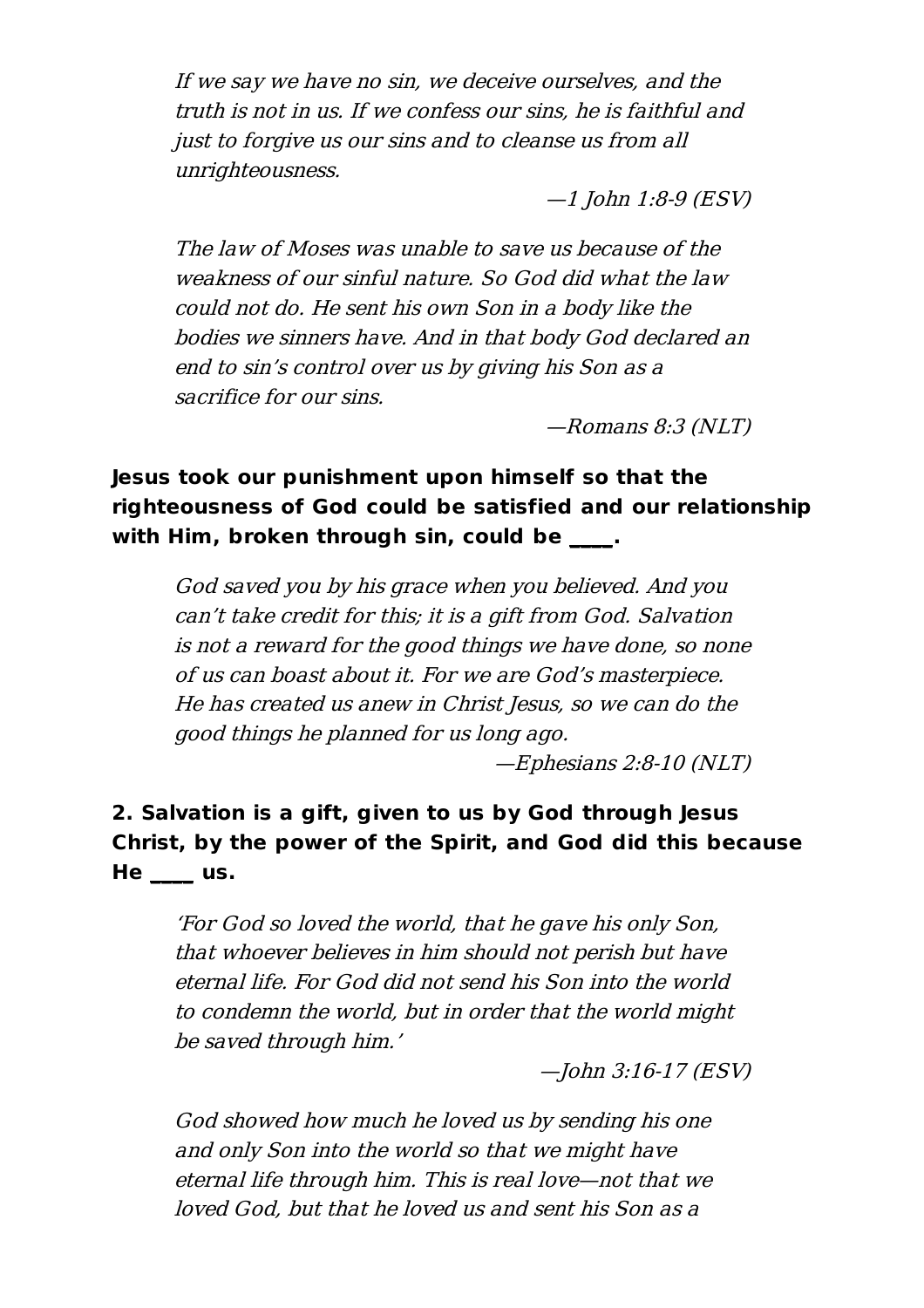*If we say we have no sin, we deceive ourselves, and the truth is not in us. If we confess our sins, he is faithful and just to forgive us our sins and to cleanse us from all unrighteousness.*

*—1 John 1:8-9 (ESV)*

*The law of Moses was unable to save us because of the weakness of our sinful nature. So God did what the law could not do. He sent his own Son in a body like the bodies we sinners have. And in that body God declared an end to sin's control over us by giving his Son as a sacrifice for our sins.*

*—Romans 8:3 (NLT)*

**Jesus took our punishment upon himself so that the righteousness of God could be satisfied and our relationship with Him, broken through sin, could be ____.**

*God saved you by his grace when you believed. And you can't take credit for this; it is a gift from God. Salvation is not a reward for the good things we have done, so none of us can boast about it. For we are God's masterpiece. He has created us anew in Christ Jesus, so we can do the good things he planned for us long ago.*

*—Ephesians 2:8-10 (NLT)*

**2. Salvation is a gift, given to us by God through Jesus Christ, by the power of the Spirit, and God did this because He ____ us.**

*'For God so loved the world, that he gave his only Son, that whoever believes in him should not perish but have eternal life. For God did not send his Son into the world to condemn the world, but in order that the world might be saved through him.'*

*—John 3:16-17 (ESV)*

*God showed how much he loved us by sending his one and only Son into the world so that we might have eternal life through him. This is real love—not that we loved God, but that he loved us and sent his Son as a*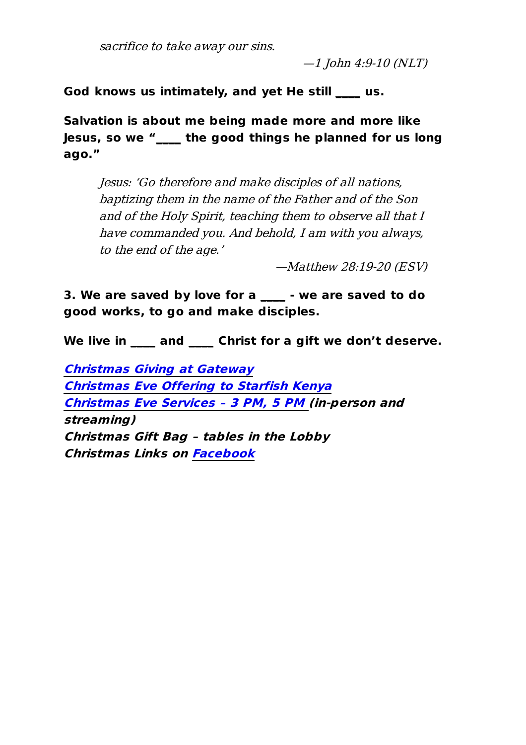*sacrifice to take away our sins.*

*—1 John 4:9-10 (NLT)*

**God knows us intimately, and yet He still ____ us.**

**Salvation is about me being made more and more like Jesus, so we "____ the good things he planned for us long ago."**

> *Jesus: 'Go therefore and make disciples of all nations, baptizing them in the name of the Father and of the Son and of the Holy Spirit, teaching them to observe all that I have commanded you. And behold, I am with you always, to the end of the age.'*
>
> *—Matthew 28:19-20 (ESV)*

**3. We are saved by love for a ____ - we are saved to do good works, to go and make disciples.**

**We live in ____ and ____ Christ for a gift we don't deserve.**

***Christmas Giving at Gateway***
***Christmas Eve Offering to Starfish Kenya***
***Christmas Eve Services – 3 PM, 5 PM (in-person and streaming)***
***Christmas Gift Bag – tables in the Lobby***
***Christmas Links on Facebook***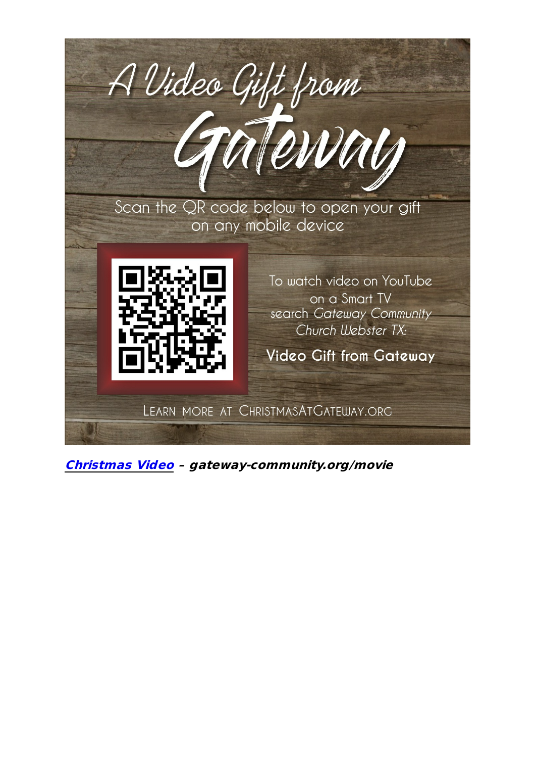# A Video Gift from Gateway

Scan the QR code below to open your gift on any mobile device

To watch video on YouTube on a Smart TV search *Gateway Community Church Webster TX:*

**Video Gift from Gateway**

LEARN MORE AT CHRISTMASATGATEWAY.ORG

***Christmas Video* – gateway-community.org/movie**